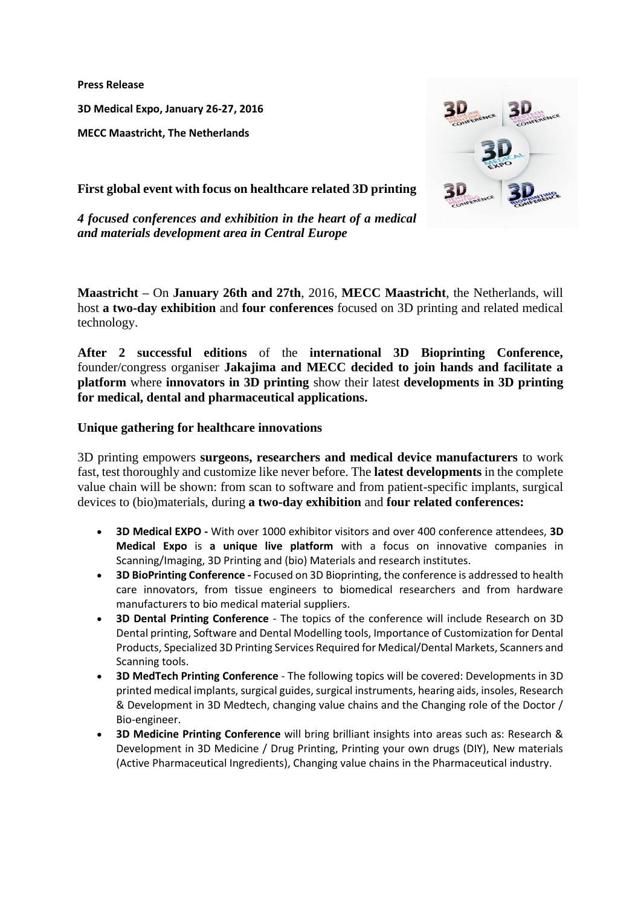**Press Release**

**3D Medical Expo, January 26-27, 2016**

**MECC Maastricht, The Netherlands**

## First global event with focus on healthcare related 3D printing

***4 focused conferences and exhibition in the heart of a medical and materials development area in Central Europe***

**Maastricht** – On **January 26th and 27th**, 2016, **MECC Maastricht**, the Netherlands, will host **a two-day exhibition** and **four conferences** focused on 3D printing and related medical technology.

**After 2 successful editions** of the **international 3D Bioprinting Conference,** founder/congress organiser **Jakajima and MECC decided to join hands and facilitate a platform** where **innovators in 3D printing** show their latest **developments in 3D printing for medical, dental and pharmaceutical applications.**

### Unique gathering for healthcare innovations

3D printing empowers **surgeons, researchers and medical device manufacturers** to work fast, test thoroughly and customize like never before. The **latest developments** in the complete value chain will be shown: from scan to software and from patient-specific implants, surgical devices to (bio)materials, during **a two-day exhibition** and **four related conferences:**

- **3D Medical EXPO -** With over 1000 exhibitor visitors and over 400 conference attendees, **3D Medical Expo** is **a unique live platform** with a focus on innovative companies in Scanning/Imaging, 3D Printing and (bio) Materials and research institutes.
- **3D BioPrinting Conference -** Focused on 3D Bioprinting, the conference is addressed to health care innovators, from tissue engineers to biomedical researchers and from hardware manufacturers to bio medical material suppliers.
- **3D Dental Printing Conference** - The topics of the conference will include Research on 3D Dental printing, Software and Dental Modelling tools, Importance of Customization for Dental Products, Specialized 3D Printing Services Required for Medical/Dental Markets, Scanners and Scanning tools.
- **3D MedTech Printing Conference** - The following topics will be covered: Developments in 3D printed medical implants, surgical guides, surgical instruments, hearing aids, insoles, Research & Development in 3D Medtech, changing value chains and the Changing role of the Doctor / Bio-engineer.
- **3D Medicine Printing Conference** will bring brilliant insights into areas such as: Research & Development in 3D Medicine / Drug Printing, Printing your own drugs (DIY), New materials (Active Pharmaceutical Ingredients), Changing value chains in the Pharmaceutical industry.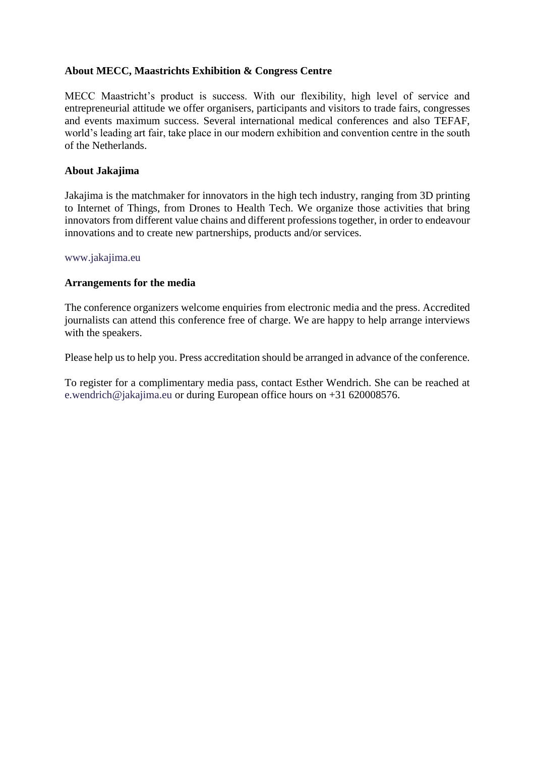**About MECC, Maastrichts Exhibition & Congress Centre**

MECC Maastricht's product is success. With our flexibility, high level of service and entrepreneurial attitude we offer organisers, participants and visitors to trade fairs, congresses and events maximum success. Several international medical conferences and also TEFAF, world's leading art fair, take place in our modern exhibition and convention centre in the south of the Netherlands.

**About Jakajima**

Jakajima is the matchmaker for innovators in the high tech industry, ranging from 3D printing to Internet of Things, from Drones to Health Tech. We organize those activities that bring innovators from different value chains and different professions together, in order to endeavour innovations and to create new partnerships, products and/or services.

www.jakajima.eu

**Arrangements for the media**

The conference organizers welcome enquiries from electronic media and the press. Accredited journalists can attend this conference free of charge. We are happy to help arrange interviews with the speakers.

Please help us to help you. Press accreditation should be arranged in advance of the conference.

To register for a complimentary media pass, contact Esther Wendrich. She can be reached at e.wendrich@jakajima.eu or during European office hours on +31 620008576.